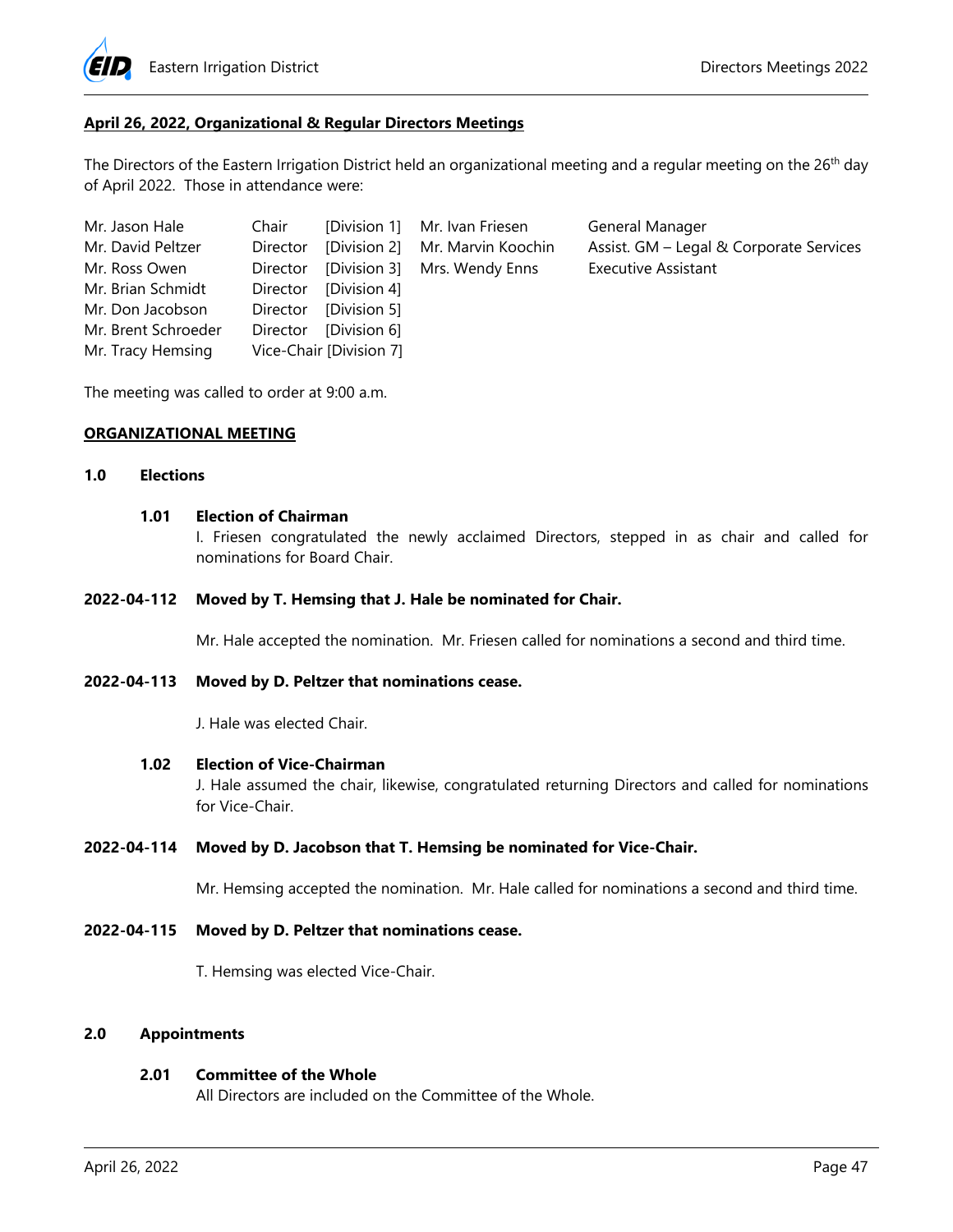**April 26, 2022, Organizational & Regular Directors Meetings**

The Directors of the Eastern Irrigation District held an organizational meeting and a regular meeting on the 26th day of April 2022. Those in attendance were:

| | | | | |
|---|---|---|---|---|
| Mr. Jason Hale | Chair | [Division 1] | Mr. Ivan Friesen | General Manager |
| Mr. David Peltzer | Director | [Division 2] | Mr. Marvin Koochin | Assist. GM – Legal & Corporate Services |
| Mr. Ross Owen | Director | [Division 3] | Mrs. Wendy Enns | Executive Assistant |
| Mr. Brian Schmidt | Director | [Division 4] | | |
| Mr. Don Jacobson | Director | [Division 5] | | |
| Mr. Brent Schroeder | Director | [Division 6] | | |
| Mr. Tracy Hemsing | Vice-Chair | [Division 7] | | |

The meeting was called to order at 9:00 a.m.

**ORGANIZATIONAL MEETING**

**1.0 Elections**

**1.01 Election of Chairman**

I. Friesen congratulated the newly acclaimed Directors, stepped in as chair and called for nominations for Board Chair.

**2022-04-112 Moved by T. Hemsing that J. Hale be nominated for Chair.**

Mr. Hale accepted the nomination. Mr. Friesen called for nominations a second and third time.

**2022-04-113 Moved by D. Peltzer that nominations cease.**

J. Hale was elected Chair.

**1.02 Election of Vice-Chairman**

J. Hale assumed the chair, likewise, congratulated returning Directors and called for nominations for Vice-Chair.

**2022-04-114 Moved by D. Jacobson that T. Hemsing be nominated for Vice-Chair.**

Mr. Hemsing accepted the nomination. Mr. Hale called for nominations a second and third time.

**2022-04-115 Moved by D. Peltzer that nominations cease.**

T. Hemsing was elected Vice-Chair.

**2.0 Appointments**

**2.01 Committee of the Whole**

All Directors are included on the Committee of the Whole.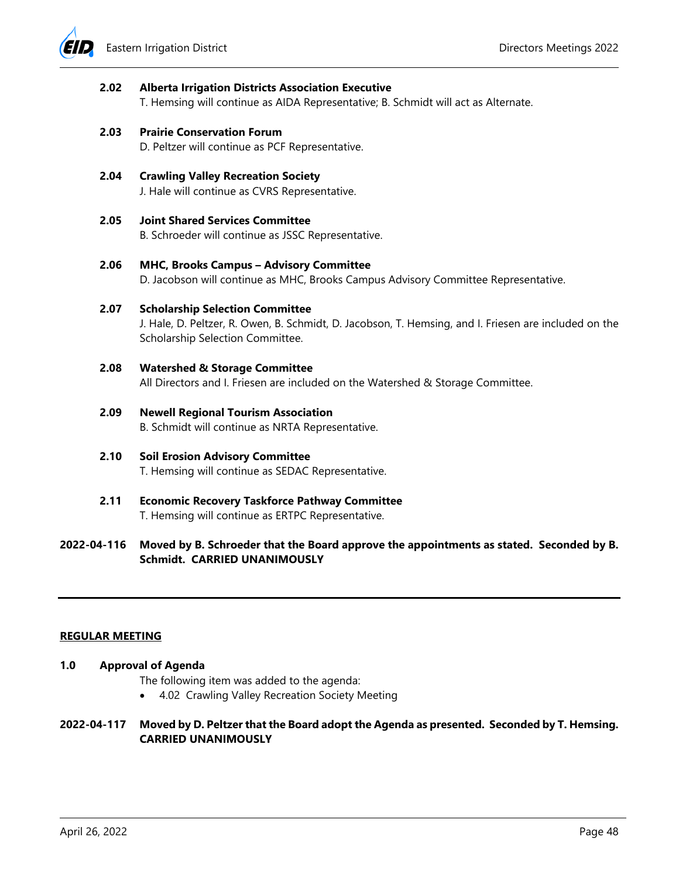**2.02 Alberta Irrigation Districts Association Executive**
T. Hemsing will continue as AIDA Representative; B. Schmidt will act as Alternate.

**2.03 Prairie Conservation Forum**
D. Peltzer will continue as PCF Representative.

**2.04 Crawling Valley Recreation Society**
J. Hale will continue as CVRS Representative.

**2.05 Joint Shared Services Committee**
B. Schroeder will continue as JSSC Representative.

**2.06 MHC, Brooks Campus – Advisory Committee**
D. Jacobson will continue as MHC, Brooks Campus Advisory Committee Representative.

**2.07 Scholarship Selection Committee**
J. Hale, D. Peltzer, R. Owen, B. Schmidt, D. Jacobson, T. Hemsing, and I. Friesen are included on the Scholarship Selection Committee.

**2.08 Watershed & Storage Committee**
All Directors and I. Friesen are included on the Watershed & Storage Committee.

**2.09 Newell Regional Tourism Association**
B. Schmidt will continue as NRTA Representative.

**2.10 Soil Erosion Advisory Committee**
T. Hemsing will continue as SEDAC Representative.

**2.11 Economic Recovery Taskforce Pathway Committee**
T. Hemsing will continue as ERTPC Representative.

**2022-04-116 Moved by B. Schroeder that the Board approve the appointments as stated. Seconded by B. Schmidt. CARRIED UNANIMOUSLY**

---

**REGULAR MEETING**

**1.0 Approval of Agenda**

The following item was added to the agenda:

- 4.02 Crawling Valley Recreation Society Meeting

**2022-04-117 Moved by D. Peltzer that the Board adopt the Agenda as presented. Seconded by T. Hemsing. CARRIED UNANIMOUSLY**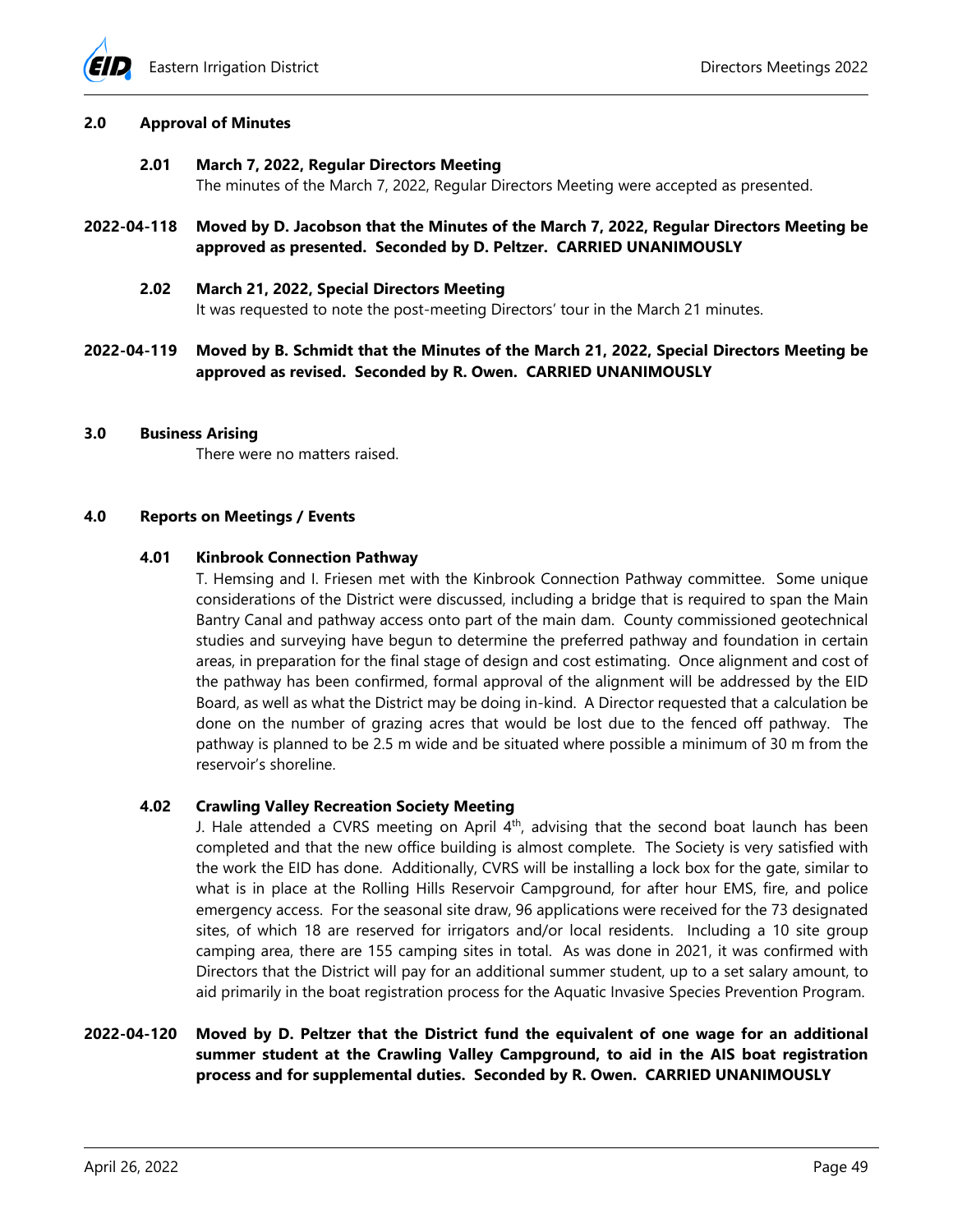## 2.0 Approval of Minutes

### 2.01 March 7, 2022, Regular Directors Meeting

The minutes of the March 7, 2022, Regular Directors Meeting were accepted as presented.

**2022-04-118 Moved by D. Jacobson that the Minutes of the March 7, 2022, Regular Directors Meeting be approved as presented. Seconded by D. Peltzer. CARRIED UNANIMOUSLY**

### 2.02 March 21, 2022, Special Directors Meeting

It was requested to note the post-meeting Directors' tour in the March 21 minutes.

**2022-04-119 Moved by B. Schmidt that the Minutes of the March 21, 2022, Special Directors Meeting be approved as revised. Seconded by R. Owen. CARRIED UNANIMOUSLY**

## 3.0 Business Arising

There were no matters raised.

## 4.0 Reports on Meetings / Events

### 4.01 Kinbrook Connection Pathway

T. Hemsing and I. Friesen met with the Kinbrook Connection Pathway committee. Some unique considerations of the District were discussed, including a bridge that is required to span the Main Bantry Canal and pathway access onto part of the main dam. County commissioned geotechnical studies and surveying have begun to determine the preferred pathway and foundation in certain areas, in preparation for the final stage of design and cost estimating. Once alignment and cost of the pathway has been confirmed, formal approval of the alignment will be addressed by the EID Board, as well as what the District may be doing in-kind. A Director requested that a calculation be done on the number of grazing acres that would be lost due to the fenced off pathway. The pathway is planned to be 2.5 m wide and be situated where possible a minimum of 30 m from the reservoir's shoreline.

### 4.02 Crawling Valley Recreation Society Meeting

J. Hale attended a CVRS meeting on April 4th, advising that the second boat launch has been completed and that the new office building is almost complete. The Society is very satisfied with the work the EID has done. Additionally, CVRS will be installing a lock box for the gate, similar to what is in place at the Rolling Hills Reservoir Campground, for after hour EMS, fire, and police emergency access. For the seasonal site draw, 96 applications were received for the 73 designated sites, of which 18 are reserved for irrigators and/or local residents. Including a 10 site group camping area, there are 155 camping sites in total. As was done in 2021, it was confirmed with Directors that the District will pay for an additional summer student, up to a set salary amount, to aid primarily in the boat registration process for the Aquatic Invasive Species Prevention Program.

**2022-04-120 Moved by D. Peltzer that the District fund the equivalent of one wage for an additional summer student at the Crawling Valley Campground, to aid in the AIS boat registration process and for supplemental duties. Seconded by R. Owen. CARRIED UNANIMOUSLY**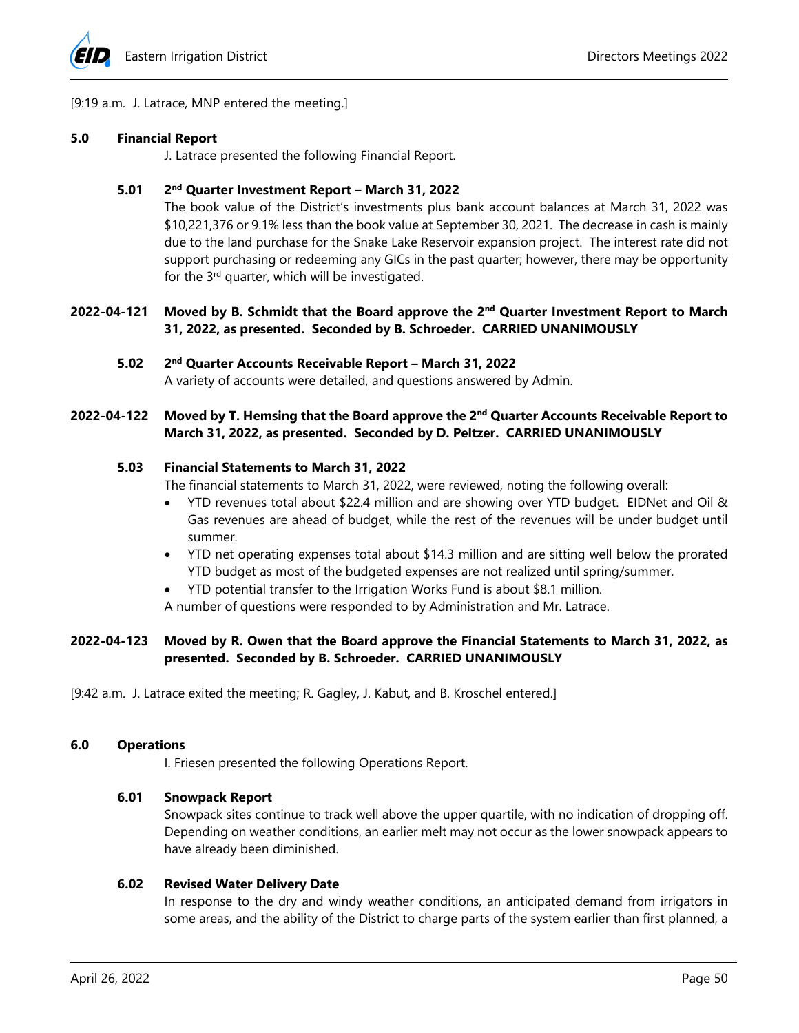[9:19 a.m. J. Latrace, MNP entered the meeting.]

## 5.0 Financial Report

J. Latrace presented the following Financial Report.

### 5.01 2nd Quarter Investment Report – March 31, 2022

The book value of the District's investments plus bank account balances at March 31, 2022 was $10,221,376 or 9.1% less than the book value at September 30, 2021. The decrease in cash is mainly due to the land purchase for the Snake Lake Reservoir expansion project. The interest rate did not support purchasing or redeeming any GICs in the past quarter; however, there may be opportunity for the 3rd quarter, which will be investigated.

**2022-04-121 Moved by B. Schmidt that the Board approve the 2nd Quarter Investment Report to March 31, 2022, as presented. Seconded by B. Schroeder. CARRIED UNANIMOUSLY**

### 5.02 2nd Quarter Accounts Receivable Report – March 31, 2022

A variety of accounts were detailed, and questions answered by Admin.

**2022-04-122 Moved by T. Hemsing that the Board approve the 2nd Quarter Accounts Receivable Report to March 31, 2022, as presented. Seconded by D. Peltzer. CARRIED UNANIMOUSLY**

### 5.03 Financial Statements to March 31, 2022

The financial statements to March 31, 2022, were reviewed, noting the following overall:

- YTD revenues total about $22.4 million and are showing over YTD budget. EIDNet and Oil & Gas revenues are ahead of budget, while the rest of the revenues will be under budget until summer.
- YTD net operating expenses total about $14.3 million and are sitting well below the prorated YTD budget as most of the budgeted expenses are not realized until spring/summer.
- YTD potential transfer to the Irrigation Works Fund is about $8.1 million.

A number of questions were responded to by Administration and Mr. Latrace.

**2022-04-123 Moved by R. Owen that the Board approve the Financial Statements to March 31, 2022, as presented. Seconded by B. Schroeder. CARRIED UNANIMOUSLY**

[9:42 a.m. J. Latrace exited the meeting; R. Gagley, J. Kabut, and B. Kroschel entered.]

## 6.0 Operations

I. Friesen presented the following Operations Report.

### 6.01 Snowpack Report

Snowpack sites continue to track well above the upper quartile, with no indication of dropping off. Depending on weather conditions, an earlier melt may not occur as the lower snowpack appears to have already been diminished.

### 6.02 Revised Water Delivery Date

In response to the dry and windy weather conditions, an anticipated demand from irrigators in some areas, and the ability of the District to charge parts of the system earlier than first planned, a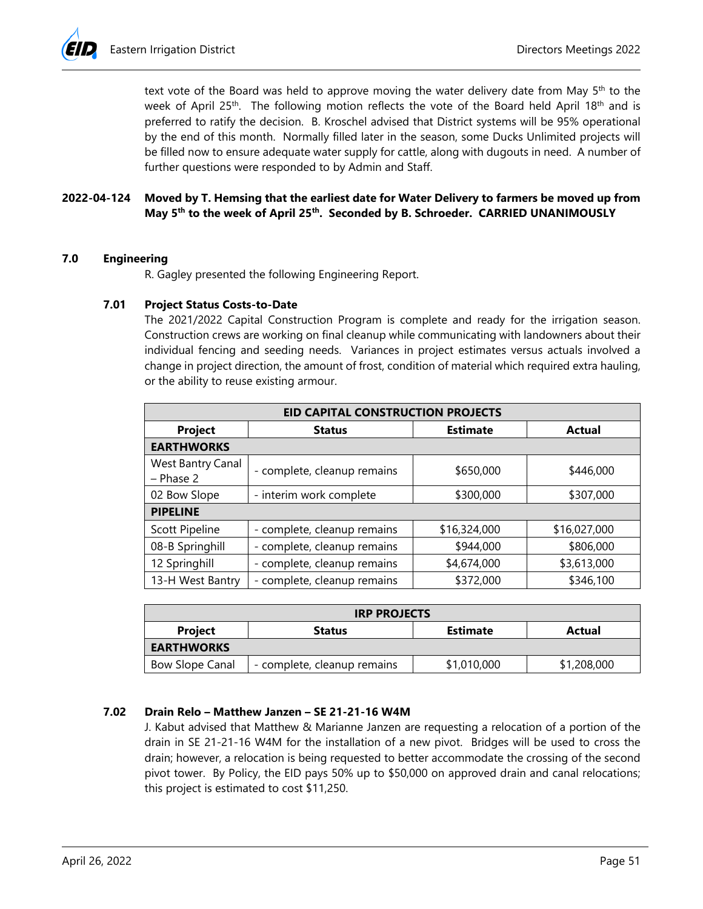text vote of the Board was held to approve moving the water delivery date from May 5th to the week of April 25th. The following motion reflects the vote of the Board held April 18th and is preferred to ratify the decision. B. Kroschel advised that District systems will be 95% operational by the end of this month. Normally filled later in the season, some Ducks Unlimited projects will be filled now to ensure adequate water supply for cattle, along with dugouts in need. A number of further questions were responded to by Admin and Staff.

**2022-04-124 Moved by T. Hemsing that the earliest date for Water Delivery to farmers be moved up from May 5th to the week of April 25th. Seconded by B. Schroeder. CARRIED UNANIMOUSLY**

## 7.0 Engineering

R. Gagley presented the following Engineering Report.

### 7.01 Project Status Costs-to-Date

The 2021/2022 Capital Construction Program is complete and ready for the irrigation season. Construction crews are working on final cleanup while communicating with landowners about their individual fencing and seeding needs. Variances in project estimates versus actuals involved a change in project direction, the amount of frost, condition of material which required extra hauling, or the ability to reuse existing armour.

| EID CAPITAL CONSTRUCTION PROJECTS | | | |
|---|---|---|---|
| **Project** | **Status** | **Estimate** | **Actual** |
| **EARTHWORKS** | | | |
| West Bantry Canal – Phase 2 | - complete, cleanup remains | $650,000 | $446,000 |
| 02 Bow Slope | - interim work complete | $300,000 | $307,000 |
| **PIPELINE** | | | |
| Scott Pipeline | - complete, cleanup remains | $16,324,000 | $16,027,000 |
| 08-B Springhill | - complete, cleanup remains | $944,000 | $806,000 |
| 12 Springhill | - complete, cleanup remains | $4,674,000 | $3,613,000 |
| 13-H West Bantry | - complete, cleanup remains | $372,000 | $346,100 |

| IRP PROJECTS | | | |
|---|---|---|---|
| **Project** | **Status** | **Estimate** | **Actual** |
| **EARTHWORKS** | | | |
| Bow Slope Canal | - complete, cleanup remains | $1,010,000 | $1,208,000 |

### 7.02 Drain Relo – Matthew Janzen – SE 21-21-16 W4M

J. Kabut advised that Matthew & Marianne Janzen are requesting a relocation of a portion of the drain in SE 21-21-16 W4M for the installation of a new pivot. Bridges will be used to cross the drain; however, a relocation is being requested to better accommodate the crossing of the second pivot tower. By Policy, the EID pays 50% up to $50,000 on approved drain and canal relocations; this project is estimated to cost $11,250.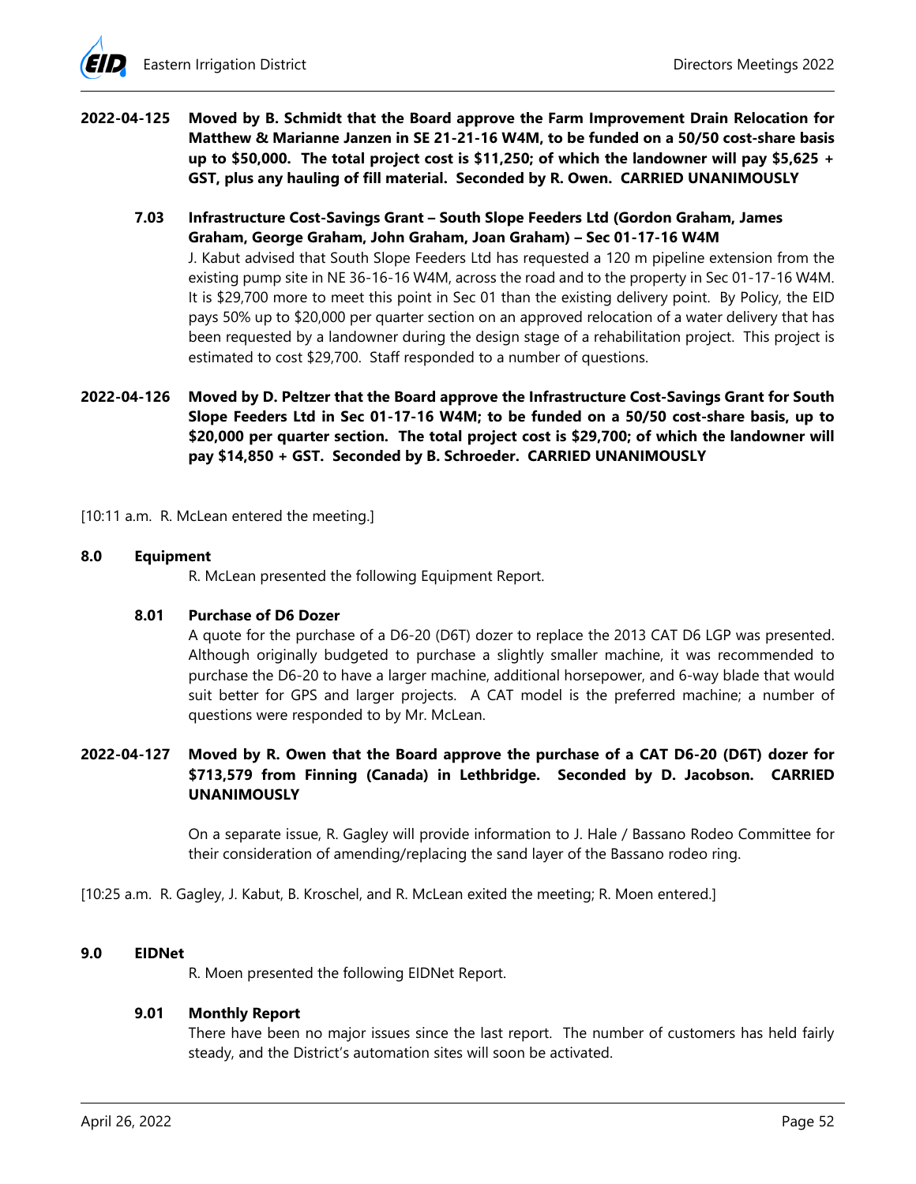**2022-04-125 Moved by B. Schmidt that the Board approve the Farm Improvement Drain Relocation for Matthew & Marianne Janzen in SE 21-21-16 W4M, to be funded on a 50/50 cost-share basis up to $50,000. The total project cost is $11,250; of which the landowner will pay $5,625 + GST, plus any hauling of fill material. Seconded by R. Owen. CARRIED UNANIMOUSLY**

### 7.03 Infrastructure Cost-Savings Grant – South Slope Feeders Ltd (Gordon Graham, James Graham, George Graham, John Graham, Joan Graham) – Sec 01-17-16 W4M

J. Kabut advised that South Slope Feeders Ltd has requested a 120 m pipeline extension from the existing pump site in NE 36-16-16 W4M, across the road and to the property in Sec 01-17-16 W4M. It is $29,700 more to meet this point in Sec 01 than the existing delivery point. By Policy, the EID pays 50% up to $20,000 per quarter section on an approved relocation of a water delivery that has been requested by a landowner during the design stage of a rehabilitation project. This project is estimated to cost $29,700. Staff responded to a number of questions.

**2022-04-126 Moved by D. Peltzer that the Board approve the Infrastructure Cost-Savings Grant for South Slope Feeders Ltd in Sec 01-17-16 W4M; to be funded on a 50/50 cost-share basis, up to $20,000 per quarter section. The total project cost is $29,700; of which the landowner will pay $14,850 + GST. Seconded by B. Schroeder. CARRIED UNANIMOUSLY**

[10:11 a.m. R. McLean entered the meeting.]

## 8.0 Equipment

R. McLean presented the following Equipment Report.

### 8.01 Purchase of D6 Dozer

A quote for the purchase of a D6-20 (D6T) dozer to replace the 2013 CAT D6 LGP was presented. Although originally budgeted to purchase a slightly smaller machine, it was recommended to purchase the D6-20 to have a larger machine, additional horsepower, and 6-way blade that would suit better for GPS and larger projects. A CAT model is the preferred machine; a number of questions were responded to by Mr. McLean.

**2022-04-127 Moved by R. Owen that the Board approve the purchase of a CAT D6-20 (D6T) dozer for $713,579 from Finning (Canada) in Lethbridge. Seconded by D. Jacobson. CARRIED UNANIMOUSLY**

On a separate issue, R. Gagley will provide information to J. Hale / Bassano Rodeo Committee for their consideration of amending/replacing the sand layer of the Bassano rodeo ring.

[10:25 a.m. R. Gagley, J. Kabut, B. Kroschel, and R. McLean exited the meeting; R. Moen entered.]

## 9.0 EIDNet

R. Moen presented the following EIDNet Report.

### 9.01 Monthly Report

There have been no major issues since the last report. The number of customers has held fairly steady, and the District's automation sites will soon be activated.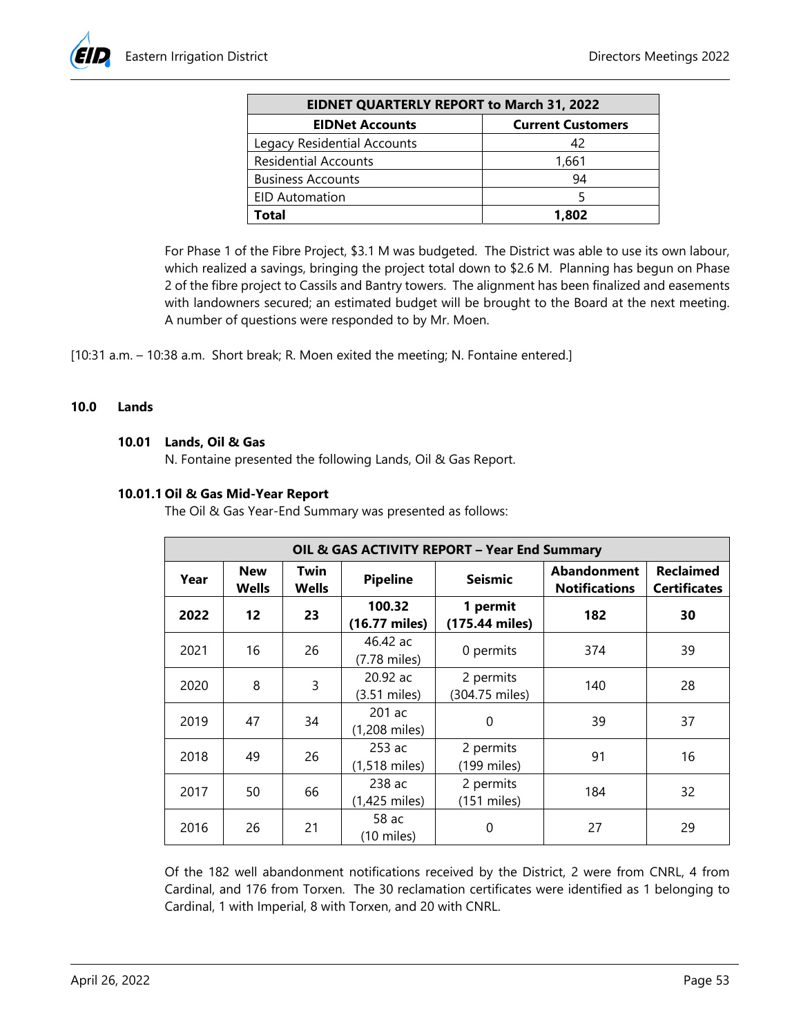| EIDNET QUARTERLY REPORT to March 31, 2022 | |
|---|---|
| **EIDNet Accounts** | **Current Customers** |
| Legacy Residential Accounts | 42 |
| Residential Accounts | 1,661 |
| Business Accounts | 94 |
| EID Automation | 5 |
| **Total** | **1,802** |

For Phase 1 of the Fibre Project, $3.1 M was budgeted. The District was able to use its own labour, which realized a savings, bringing the project total down to $2.6 M. Planning has begun on Phase 2 of the fibre project to Cassils and Bantry towers. The alignment has been finalized and easements with landowners secured; an estimated budget will be brought to the Board at the next meeting. A number of questions were responded to by Mr. Moen.

[10:31 a.m. – 10:38 a.m. Short break; R. Moen exited the meeting; N. Fontaine entered.]

## 10.0 Lands

### 10.01 Lands, Oil & Gas

N. Fontaine presented the following Lands, Oil & Gas Report.

#### 10.01.1 Oil & Gas Mid-Year Report

The Oil & Gas Year-End Summary was presented as follows:

| OIL & GAS ACTIVITY REPORT – Year End Summary | | | | | | |
|---|---|---|---|---|---|---|
| **Year** | **New Wells** | **Twin Wells** | **Pipeline** | **Seismic** | **Abandonment Notifications** | **Reclaimed Certificates** |
| **2022** | **12** | **23** | **100.32 (16.77 miles)** | **1 permit (175.44 miles)** | **182** | **30** |
| 2021 | 16 | 26 | 46.42 ac (7.78 miles) | 0 permits | 374 | 39 |
| 2020 | 8 | 3 | 20.92 ac (3.51 miles) | 2 permits (304.75 miles) | 140 | 28 |
| 2019 | 47 | 34 | 201 ac (1,208 miles) | 0 | 39 | 37 |
| 2018 | 49 | 26 | 253 ac (1,518 miles) | 2 permits (199 miles) | 91 | 16 |
| 2017 | 50 | 66 | 238 ac (1,425 miles) | 2 permits (151 miles) | 184 | 32 |
| 2016 | 26 | 21 | 58 ac (10 miles) | 0 | 27 | 29 |

Of the 182 well abandonment notifications received by the District, 2 were from CNRL, 4 from Cardinal, and 176 from Torxen. The 30 reclamation certificates were identified as 1 belonging to Cardinal, 1 with Imperial, 8 with Torxen, and 20 with CNRL.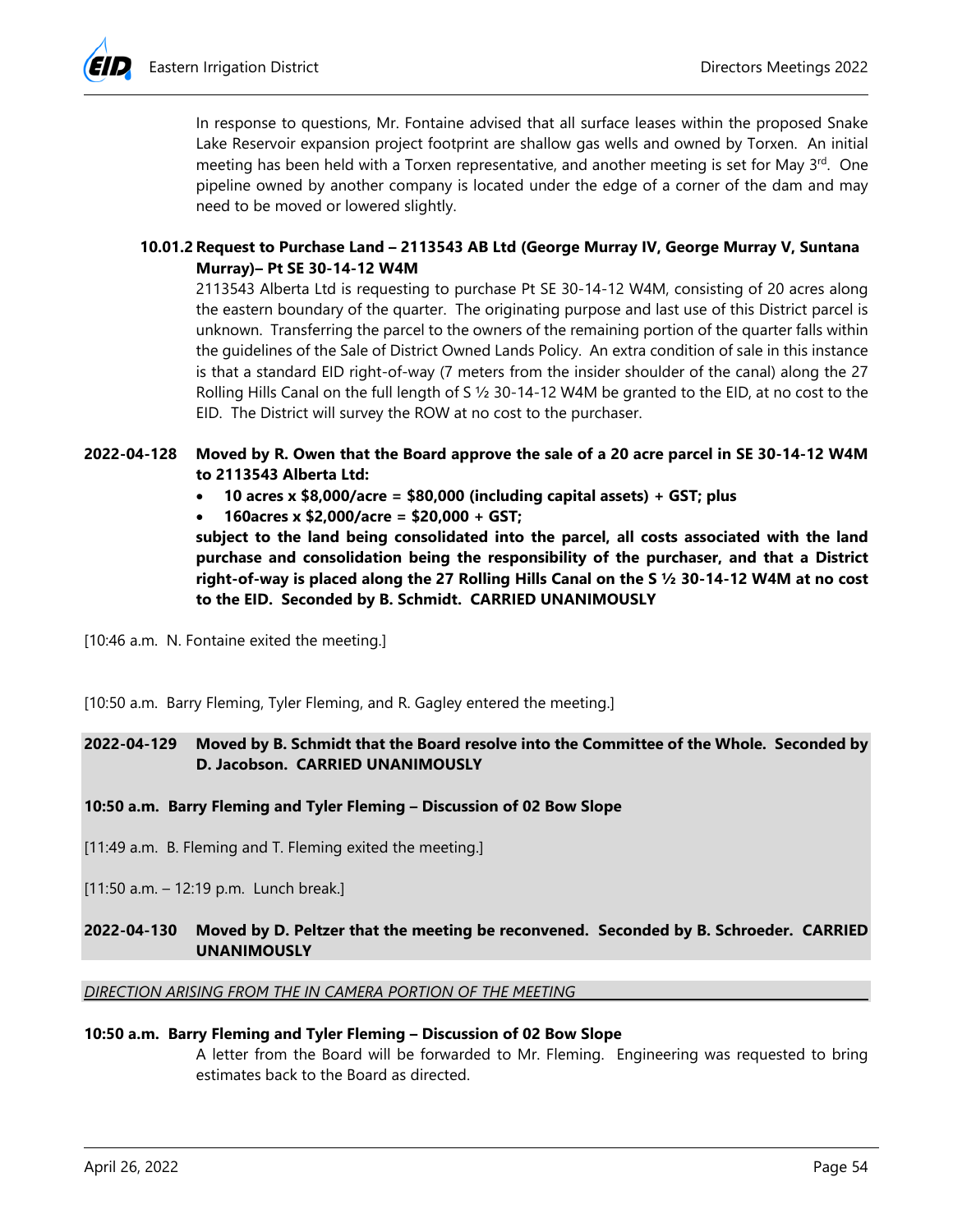In response to questions, Mr. Fontaine advised that all surface leases within the proposed Snake Lake Reservoir expansion project footprint are shallow gas wells and owned by Torxen. An initial meeting has been held with a Torxen representative, and another meeting is set for May 3rd. One pipeline owned by another company is located under the edge of a corner of the dam and may need to be moved or lowered slightly.

**10.01.2 Request to Purchase Land – 2113543 AB Ltd (George Murray IV, George Murray V, Suntana Murray)– Pt SE 30-14-12 W4M**

2113543 Alberta Ltd is requesting to purchase Pt SE 30-14-12 W4M, consisting of 20 acres along the eastern boundary of the quarter. The originating purpose and last use of this District parcel is unknown. Transferring the parcel to the owners of the remaining portion of the quarter falls within the guidelines of the Sale of District Owned Lands Policy. An extra condition of sale in this instance is that a standard EID right-of-way (7 meters from the insider shoulder of the canal) along the 27 Rolling Hills Canal on the full length of S ½ 30-14-12 W4M be granted to the EID, at no cost to the EID. The District will survey the ROW at no cost to the purchaser.

**2022-04-128 Moved by R. Owen that the Board approve the sale of a 20 acre parcel in SE 30-14-12 W4M to 2113543 Alberta Ltd:**

- **10 acres x $8,000/acre = $80,000 (including capital assets) + GST; plus**
- **160acres x $2,000/acre = $20,000 + GST;**

**subject to the land being consolidated into the parcel, all costs associated with the land purchase and consolidation being the responsibility of the purchaser, and that a District right-of-way is placed along the 27 Rolling Hills Canal on the S ½ 30-14-12 W4M at no cost to the EID. Seconded by B. Schmidt. CARRIED UNANIMOUSLY**

[10:46 a.m. N. Fontaine exited the meeting.]

[10:50 a.m. Barry Fleming, Tyler Fleming, and R. Gagley entered the meeting.]

**2022-04-129 Moved by B. Schmidt that the Board resolve into the Committee of the Whole. Seconded by D. Jacobson. CARRIED UNANIMOUSLY**

**10:50 a.m. Barry Fleming and Tyler Fleming – Discussion of 02 Bow Slope**

[11:49 a.m. B. Fleming and T. Fleming exited the meeting.]

[11:50 a.m. – 12:19 p.m. Lunch break.]

**2022-04-130 Moved by D. Peltzer that the meeting be reconvened. Seconded by B. Schroeder. CARRIED UNANIMOUSLY**

*DIRECTION ARISING FROM THE IN CAMERA PORTION OF THE MEETING*

**10:50 a.m. Barry Fleming and Tyler Fleming – Discussion of 02 Bow Slope**

A letter from the Board will be forwarded to Mr. Fleming. Engineering was requested to bring estimates back to the Board as directed.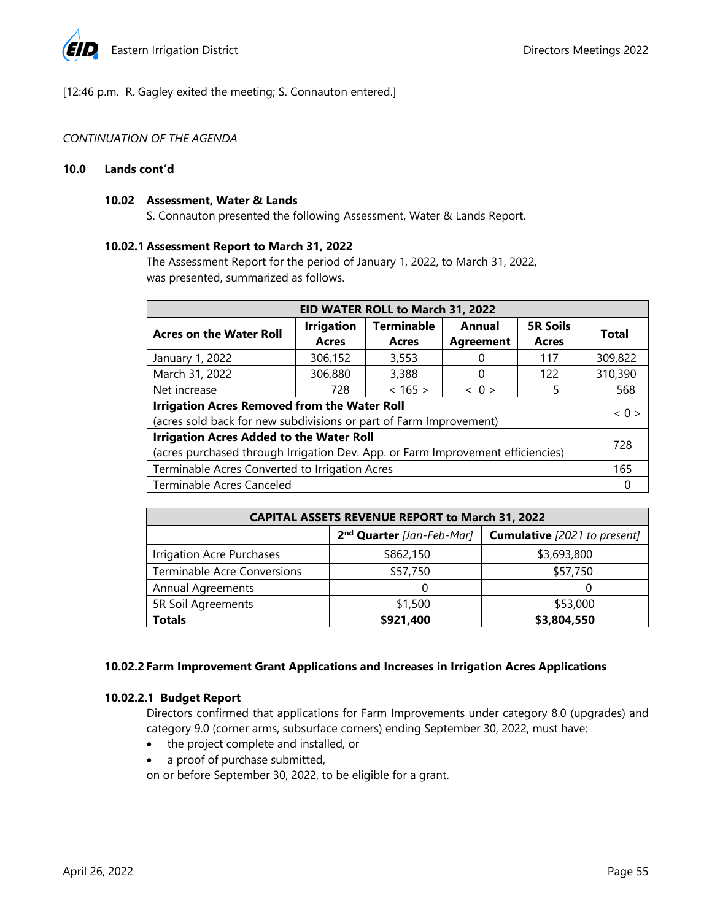[12:46 p.m.  R. Gagley exited the meeting; S. Connauton entered.]

*CONTINUATION OF THE AGENDA*

## 10.0 Lands cont'd

### 10.02 Assessment, Water & Lands

S. Connauton presented the following Assessment, Water & Lands Report.

### 10.02.1 Assessment Report to March 31, 2022

The Assessment Report for the period of January 1, 2022, to March 31, 2022, was presented, summarized as follows.

| EID WATER ROLL to March 31, 2022 | | | | | |
|---|---|---|---|---|---|
| **Acres on the Water Roll** | **Irrigation Acres** | **Terminable Acres** | **Annual Agreement** | **5R Soils Acres** | **Total** |
| January 1, 2022 | 306,152 | 3,553 | 0 | 117 | 309,822 |
| March 31, 2022 | 306,880 | 3,388 | 0 | 122 | 310,390 |
| Net increase | 728 | < 165 > | < 0 > | 5 | 568 |
| **Irrigation Acres Removed from the Water Roll** (acres sold back for new subdivisions or part of Farm Improvement) | | | | | < 0 > |
| **Irrigation Acres Added to the Water Roll** (acres purchased through Irrigation Dev. App. or Farm Improvement efficiencies) | | | | | 728 |
| Terminable Acres Converted to Irrigation Acres | | | | | 165 |
| Terminable Acres Canceled | | | | | 0 |

| CAPITAL ASSETS REVENUE REPORT to March 31, 2022 | | |
|---|---|---|
| | **2nd Quarter** *[Jan-Feb-Mar]* | **Cumulative** *[2021 to present]* |
| Irrigation Acre Purchases | $862,150 | $3,693,800 |
| Terminable Acre Conversions | $57,750 | $57,750 |
| Annual Agreements | 0 | 0 |
| 5R Soil Agreements | $1,500 | $53,000 |
| **Totals** | **$921,400** | **$3,804,550** |

### 10.02.2 Farm Improvement Grant Applications and Increases in Irrigation Acres Applications

#### 10.02.2.1 Budget Report

Directors confirmed that applications for Farm Improvements under category 8.0 (upgrades) and category 9.0 (corner arms, subsurface corners) ending September 30, 2022, must have:

- the project complete and installed, or
- a proof of purchase submitted,

on or before September 30, 2022, to be eligible for a grant.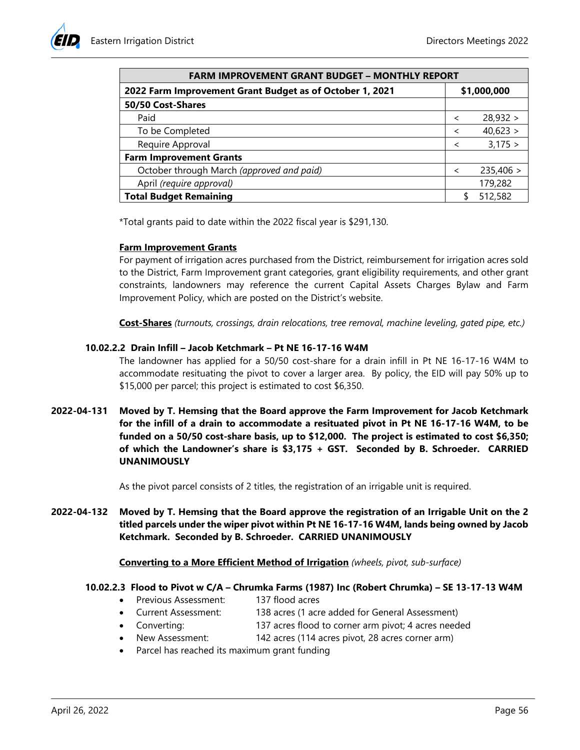| FARM IMPROVEMENT GRANT BUDGET – MONTHLY REPORT | |
|---|---|
| **2022 Farm Improvement Grant Budget as of October 1, 2021** | **$1,000,000** |
| **50/50 Cost-Shares** | |
| Paid | < 28,932 > |
| To be Completed | < 40,623 > |
| Require Approval | < 3,175 > |
| **Farm Improvement Grants** | |
| October through March *(approved and paid)* | < 235,406 > |
| April *(require approval)* | 179,282 |
| **Total Budget Remaining** | $ 512,582 |

*Total grants paid to date within the 2022 fiscal year is $291,130.

**Farm Improvement Grants**

For payment of irrigation acres purchased from the District, reimbursement for irrigation acres sold to the District, Farm Improvement grant categories, grant eligibility requirements, and other grant constraints, landowners may reference the current Capital Assets Charges Bylaw and Farm Improvement Policy, which are posted on the District's website.

**Cost-Shares** *(turnouts, crossings, drain relocations, tree removal, machine leveling, gated pipe, etc.)*

**10.02.2.2 Drain Infill – Jacob Ketchmark – Pt NE 16-17-16 W4M**

The landowner has applied for a 50/50 cost-share for a drain infill in Pt NE 16-17-16 W4M to accommodate resituating the pivot to cover a larger area. By policy, the EID will pay 50% up to $15,000 per parcel; this project is estimated to cost $6,350.

**2022-04-131 Moved by T. Hemsing that the Board approve the Farm Improvement for Jacob Ketchmark for the infill of a drain to accommodate a resituated pivot in Pt NE 16-17-16 W4M, to be funded on a 50/50 cost-share basis, up to $12,000. The project is estimated to cost $6,350; of which the Landowner's share is $3,175 + GST. Seconded by B. Schroeder. CARRIED UNANIMOUSLY**

As the pivot parcel consists of 2 titles, the registration of an irrigable unit is required.

**2022-04-132 Moved by T. Hemsing that the Board approve the registration of an Irrigable Unit on the 2 titled parcels under the wiper pivot within Pt NE 16-17-16 W4M, lands being owned by Jacob Ketchmark. Seconded by B. Schroeder. CARRIED UNANIMOUSLY**

**Converting to a More Efficient Method of Irrigation** *(wheels, pivot, sub-surface)*

**10.02.2.3 Flood to Pivot w C/A – Chrumka Farms (1987) Inc (Robert Chrumka) – SE 13-17-13 W4M**

- Previous Assessment: 137 flood acres
- Current Assessment: 138 acres (1 acre added for General Assessment)
- Converting: 137 acres flood to corner arm pivot; 4 acres needed
- New Assessment: 142 acres (114 acres pivot, 28 acres corner arm)
- Parcel has reached its maximum grant funding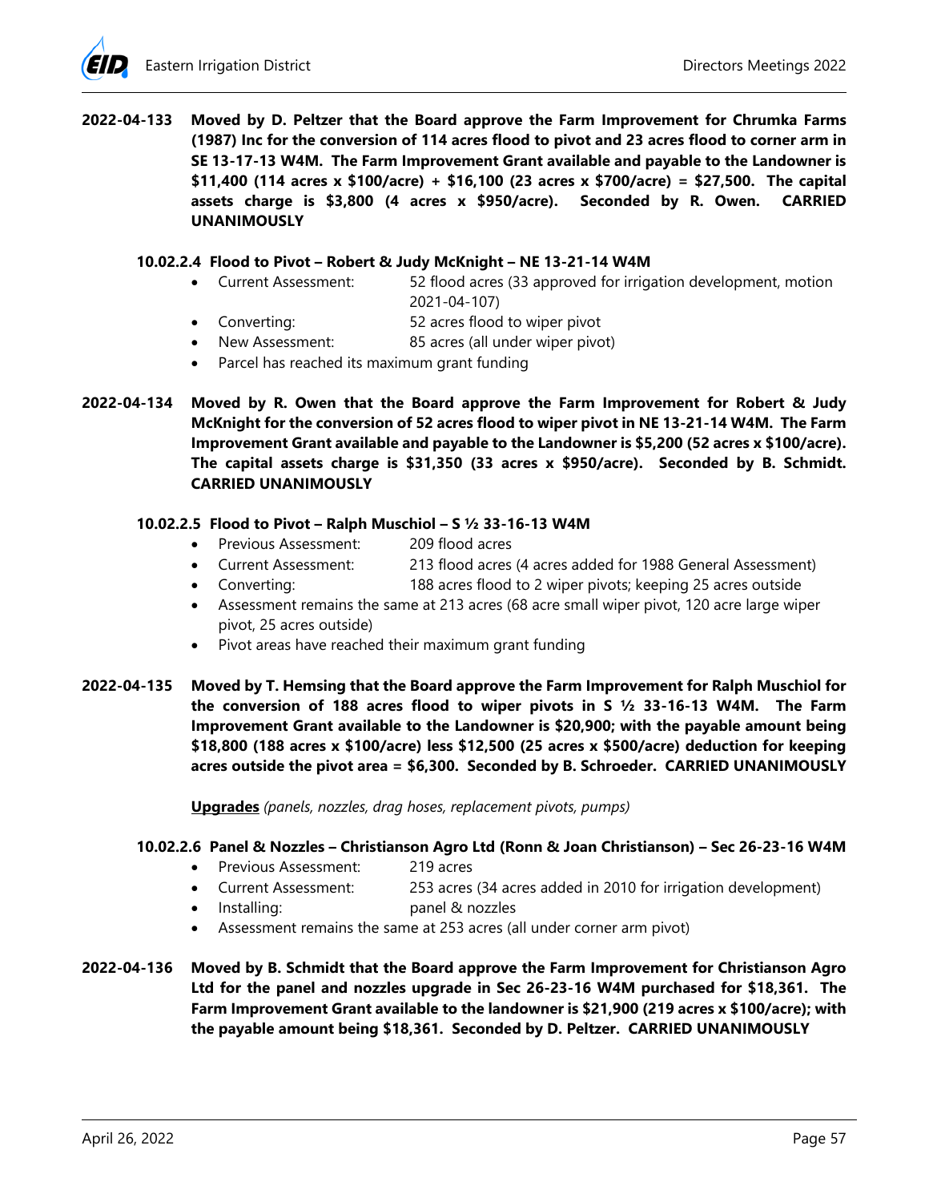**2022-04-133 Moved by D. Peltzer that the Board approve the Farm Improvement for Chrumka Farms (1987) Inc for the conversion of 114 acres flood to pivot and 23 acres flood to corner arm in SE 13-17-13 W4M. The Farm Improvement Grant available and payable to the Landowner is $11,400 (114 acres x $100/acre) + $16,100 (23 acres x $700/acre) = $27,500. The capital assets charge is $3,800 (4 acres x $950/acre). Seconded by R. Owen. CARRIED UNANIMOUSLY**

#### 10.02.2.4 Flood to Pivot – Robert & Judy McKnight – NE 13-21-14 W4M

- Current Assessment: 52 flood acres (33 approved for irrigation development, motion 2021-04-107)
- Converting: 52 acres flood to wiper pivot
- New Assessment: 85 acres (all under wiper pivot)
- Parcel has reached its maximum grant funding

**2022-04-134 Moved by R. Owen that the Board approve the Farm Improvement for Robert & Judy McKnight for the conversion of 52 acres flood to wiper pivot in NE 13-21-14 W4M. The Farm Improvement Grant available and payable to the Landowner is $5,200 (52 acres x $100/acre). The capital assets charge is $31,350 (33 acres x $950/acre). Seconded by B. Schmidt. CARRIED UNANIMOUSLY**

#### 10.02.2.5 Flood to Pivot – Ralph Muschiol – S ½ 33-16-13 W4M

- Previous Assessment: 209 flood acres
- Current Assessment: 213 flood acres (4 acres added for 1988 General Assessment)
- Converting: 188 acres flood to 2 wiper pivots; keeping 25 acres outside
- Assessment remains the same at 213 acres (68 acre small wiper pivot, 120 acre large wiper pivot, 25 acres outside)
- Pivot areas have reached their maximum grant funding

**2022-04-135 Moved by T. Hemsing that the Board approve the Farm Improvement for Ralph Muschiol for the conversion of 188 acres flood to wiper pivots in S ½ 33-16-13 W4M. The Farm Improvement Grant available to the Landowner is $20,900; with the payable amount being $18,800 (188 acres x $100/acre) less $12,500 (25 acres x $500/acre) deduction for keeping acres outside the pivot area = $6,300. Seconded by B. Schroeder. CARRIED UNANIMOUSLY**

<u>**Upgrades**</u> *(panels, nozzles, drag hoses, replacement pivots, pumps)*

#### 10.02.2.6 Panel & Nozzles – Christianson Agro Ltd (Ronn & Joan Christianson) – Sec 26-23-16 W4M

- Previous Assessment: 219 acres
- Current Assessment: 253 acres (34 acres added in 2010 for irrigation development)
- Installing: panel & nozzles
- Assessment remains the same at 253 acres (all under corner arm pivot)

**2022-04-136 Moved by B. Schmidt that the Board approve the Farm Improvement for Christianson Agro Ltd for the panel and nozzles upgrade in Sec 26-23-16 W4M purchased for $18,361. The Farm Improvement Grant available to the landowner is $21,900 (219 acres x $100/acre); with the payable amount being $18,361. Seconded by D. Peltzer. CARRIED UNANIMOUSLY**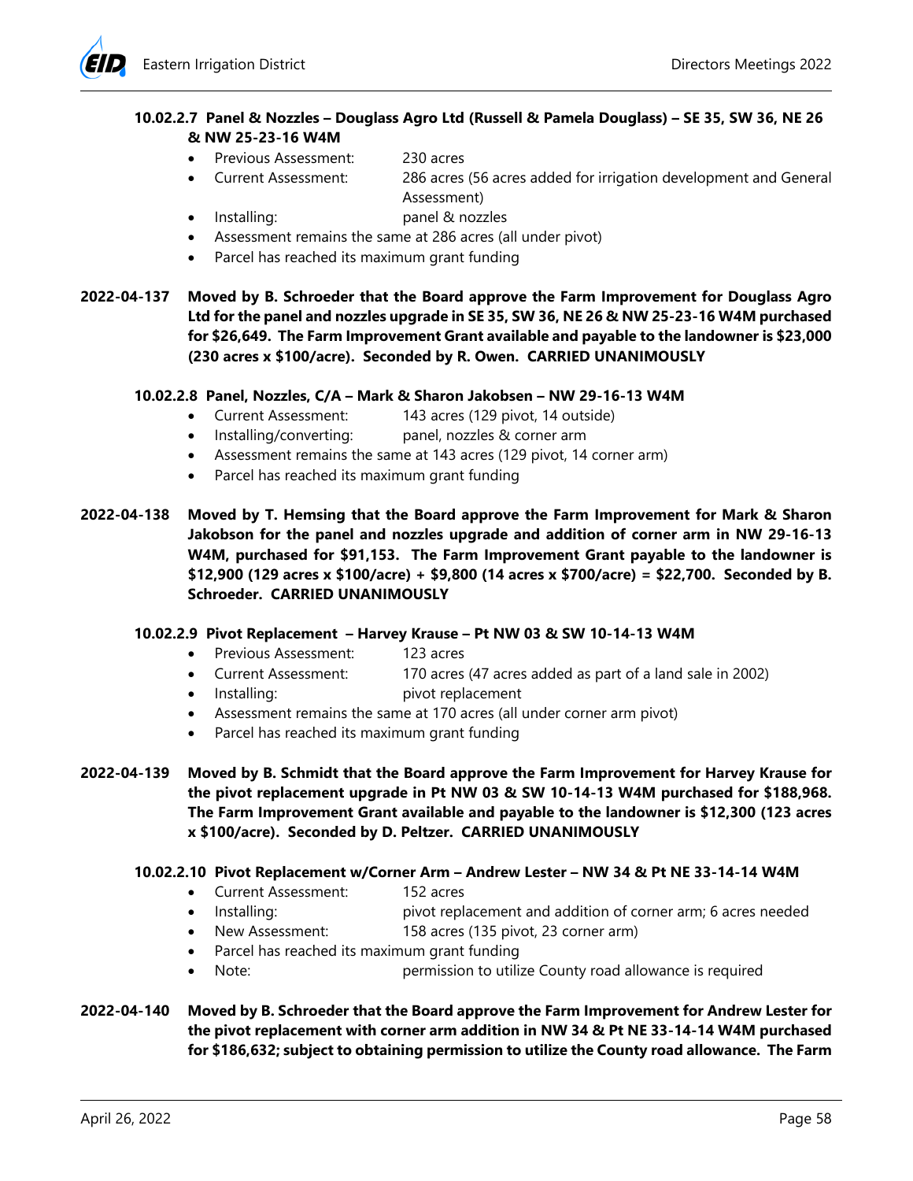**10.02.2.7 Panel & Nozzles – Douglass Agro Ltd (Russell & Pamela Douglass) – SE 35, SW 36, NE 26 & NW 25-23-16 W4M**

- Previous Assessment: 230 acres
- Current Assessment: 286 acres (56 acres added for irrigation development and General Assessment)
- Installing: panel & nozzles
- Assessment remains the same at 286 acres (all under pivot)
- Parcel has reached its maximum grant funding

**2022-04-137 Moved by B. Schroeder that the Board approve the Farm Improvement for Douglass Agro Ltd for the panel and nozzles upgrade in SE 35, SW 36, NE 26 & NW 25-23-16 W4M purchased for $26,649. The Farm Improvement Grant available and payable to the landowner is $23,000 (230 acres x $100/acre). Seconded by R. Owen. CARRIED UNANIMOUSLY**

**10.02.2.8 Panel, Nozzles, C/A – Mark & Sharon Jakobsen – NW 29-16-13 W4M**

- Current Assessment: 143 acres (129 pivot, 14 outside)
- Installing/converting: panel, nozzles & corner arm
- Assessment remains the same at 143 acres (129 pivot, 14 corner arm)
- Parcel has reached its maximum grant funding

**2022-04-138 Moved by T. Hemsing that the Board approve the Farm Improvement for Mark & Sharon Jakobson for the panel and nozzles upgrade and addition of corner arm in NW 29-16-13 W4M, purchased for $91,153. The Farm Improvement Grant payable to the landowner is $12,900 (129 acres x $100/acre) + $9,800 (14 acres x $700/acre) = $22,700. Seconded by B. Schroeder. CARRIED UNANIMOUSLY**

**10.02.2.9 Pivot Replacement – Harvey Krause – Pt NW 03 & SW 10-14-13 W4M**

- Previous Assessment: 123 acres
- Current Assessment: 170 acres (47 acres added as part of a land sale in 2002)
- Installing: pivot replacement
- Assessment remains the same at 170 acres (all under corner arm pivot)
- Parcel has reached its maximum grant funding

**2022-04-139 Moved by B. Schmidt that the Board approve the Farm Improvement for Harvey Krause for the pivot replacement upgrade in Pt NW 03 & SW 10-14-13 W4M purchased for $188,968. The Farm Improvement Grant available and payable to the landowner is $12,300 (123 acres x $100/acre). Seconded by D. Peltzer. CARRIED UNANIMOUSLY**

**10.02.2.10 Pivot Replacement w/Corner Arm – Andrew Lester – NW 34 & Pt NE 33-14-14 W4M**

- Current Assessment: 152 acres
- Installing: pivot replacement and addition of corner arm; 6 acres needed
- New Assessment: 158 acres (135 pivot, 23 corner arm)
- Parcel has reached its maximum grant funding
- Note: permission to utilize County road allowance is required

**2022-04-140 Moved by B. Schroeder that the Board approve the Farm Improvement for Andrew Lester for the pivot replacement with corner arm addition in NW 34 & Pt NE 33-14-14 W4M purchased for $186,632; subject to obtaining permission to utilize the County road allowance. The Farm**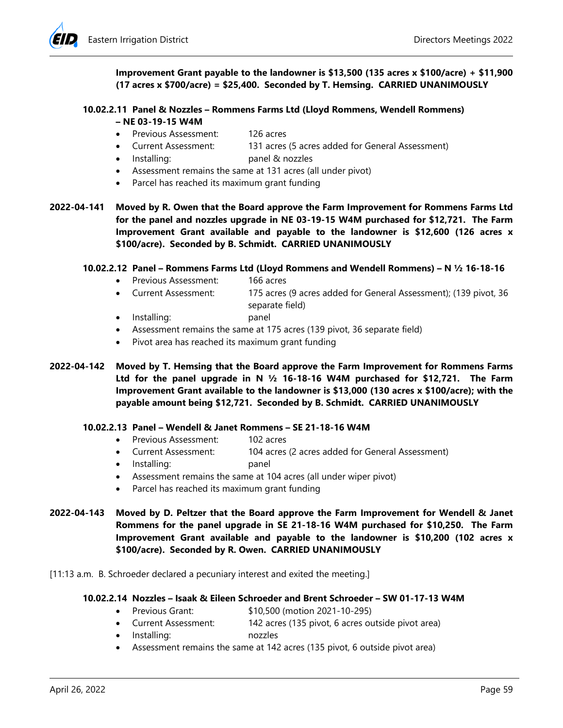**Improvement Grant payable to the landowner is $13,500 (135 acres x $100/acre) + $11,900 (17 acres x $700/acre) = $25,400. Seconded by T. Hemsing. CARRIED UNANIMOUSLY**

#### 10.02.2.11 Panel & Nozzles – Rommens Farms Ltd (Lloyd Rommens, Wendell Rommens) – NE 03-19-15 W4M

- Previous Assessment: 126 acres
- Current Assessment: 131 acres (5 acres added for General Assessment)
- Installing: panel & nozzles
- Assessment remains the same at 131 acres (all under pivot)
- Parcel has reached its maximum grant funding

**2022-04-141 Moved by R. Owen that the Board approve the Farm Improvement for Rommens Farms Ltd for the panel and nozzles upgrade in NE 03-19-15 W4M purchased for $12,721. The Farm Improvement Grant available and payable to the landowner is $12,600 (126 acres x $100/acre). Seconded by B. Schmidt. CARRIED UNANIMOUSLY**

#### 10.02.2.12 Panel – Rommens Farms Ltd (Lloyd Rommens and Wendell Rommens) – N ½ 16-18-16

- Previous Assessment: 166 acres
- Current Assessment: 175 acres (9 acres added for General Assessment); (139 pivot, 36 separate field)
- Installing: panel
- Assessment remains the same at 175 acres (139 pivot, 36 separate field)
- Pivot area has reached its maximum grant funding

**2022-04-142 Moved by T. Hemsing that the Board approve the Farm Improvement for Rommens Farms Ltd for the panel upgrade in N ½ 16-18-16 W4M purchased for $12,721. The Farm Improvement Grant available to the landowner is $13,000 (130 acres x $100/acre); with the payable amount being $12,721. Seconded by B. Schmidt. CARRIED UNANIMOUSLY**

#### 10.02.2.13 Panel – Wendell & Janet Rommens – SE 21-18-16 W4M

- Previous Assessment: 102 acres
- Current Assessment: 104 acres (2 acres added for General Assessment)
- Installing: panel
- Assessment remains the same at 104 acres (all under wiper pivot)
- Parcel has reached its maximum grant funding

**2022-04-143 Moved by D. Peltzer that the Board approve the Farm Improvement for Wendell & Janet Rommens for the panel upgrade in SE 21-18-16 W4M purchased for $10,250. The Farm Improvement Grant available and payable to the landowner is $10,200 (102 acres x $100/acre). Seconded by R. Owen. CARRIED UNANIMOUSLY**

[11:13 a.m. B. Schroeder declared a pecuniary interest and exited the meeting.]

#### 10.02.2.14 Nozzles – Isaak & Eileen Schroeder and Brent Schroeder – SW 01-17-13 W4M

- Previous Grant: $10,500 (motion 2021-10-295)
- Current Assessment: 142 acres (135 pivot, 6 acres outside pivot area)
- Installing: nozzles
- Assessment remains the same at 142 acres (135 pivot, 6 outside pivot area)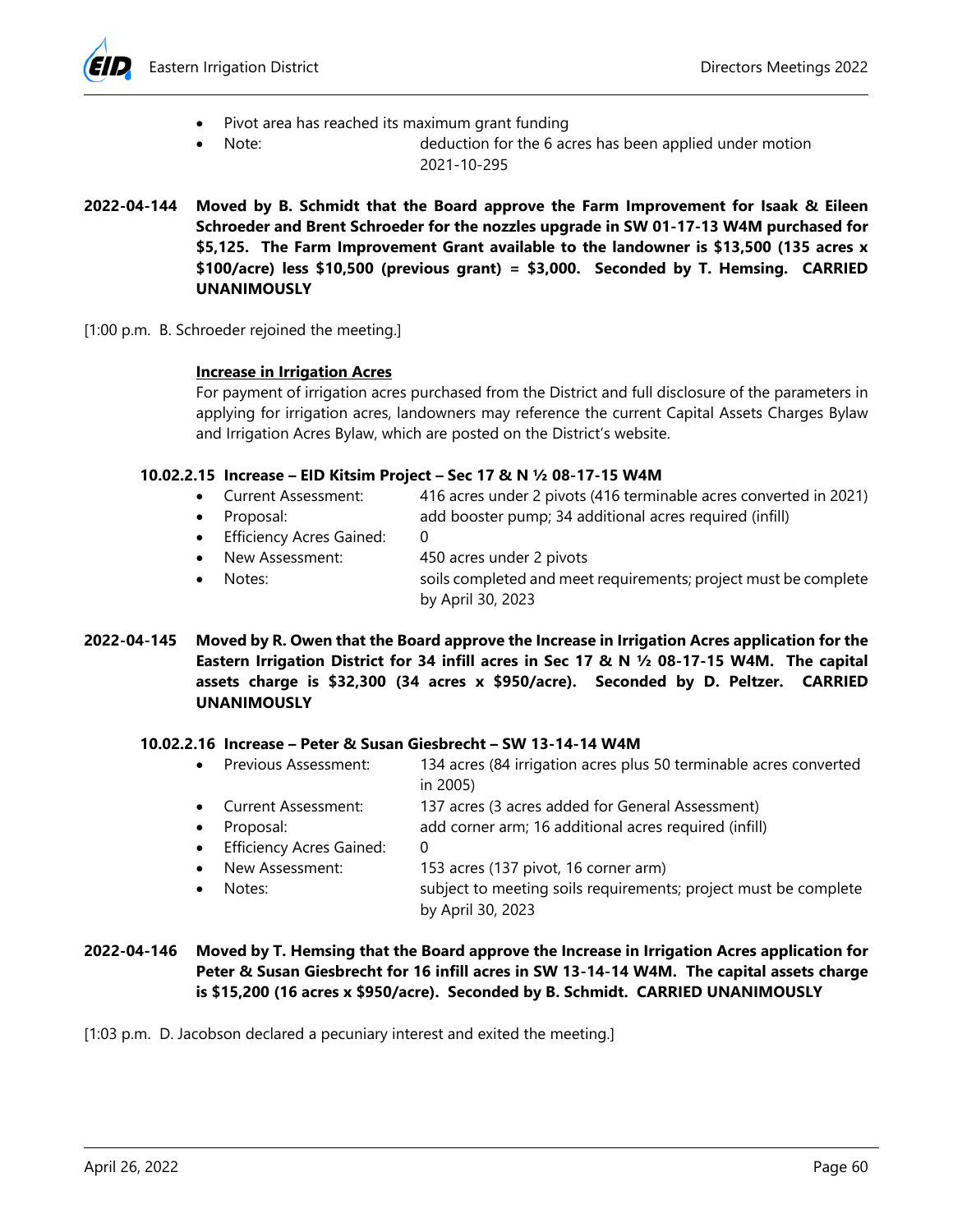- Pivot area has reached its maximum grant funding
- Note: deduction for the 6 acres has been applied under motion 2021-10-295

**2022-04-144 Moved by B. Schmidt that the Board approve the Farm Improvement for Isaak & Eileen Schroeder and Brent Schroeder for the nozzles upgrade in SW 01-17-13 W4M purchased for $5,125. The Farm Improvement Grant available to the landowner is $13,500 (135 acres x $100/acre) less $10,500 (previous grant) = $3,000. Seconded by T. Hemsing. CARRIED UNANIMOUSLY**

[1:00 p.m. B. Schroeder rejoined the meeting.]

**<u>Increase in Irrigation Acres</u>**

For payment of irrigation acres purchased from the District and full disclosure of the parameters in applying for irrigation acres, landowners may reference the current Capital Assets Charges Bylaw and Irrigation Acres Bylaw, which are posted on the District's website.

**10.02.2.15 Increase – EID Kitsim Project – Sec 17 & N ½ 08-17-15 W4M**

- Current Assessment: 416 acres under 2 pivots (416 terminable acres converted in 2021)
- Proposal: add booster pump; 34 additional acres required (infill)
- Efficiency Acres Gained: 0
- New Assessment: 450 acres under 2 pivots
- Notes: soils completed and meet requirements; project must be complete by April 30, 2023

**2022-04-145 Moved by R. Owen that the Board approve the Increase in Irrigation Acres application for the Eastern Irrigation District for 34 infill acres in Sec 17 & N ½ 08-17-15 W4M. The capital assets charge is $32,300 (34 acres x $950/acre). Seconded by D. Peltzer. CARRIED UNANIMOUSLY**

**10.02.2.16 Increase – Peter & Susan Giesbrecht – SW 13-14-14 W4M**

- Previous Assessment: 134 acres (84 irrigation acres plus 50 terminable acres converted in 2005)
- Current Assessment: 137 acres (3 acres added for General Assessment)
- Proposal: add corner arm; 16 additional acres required (infill)
- Efficiency Acres Gained: 0
- New Assessment: 153 acres (137 pivot, 16 corner arm)
- Notes: subject to meeting soils requirements; project must be complete by April 30, 2023

**2022-04-146 Moved by T. Hemsing that the Board approve the Increase in Irrigation Acres application for Peter & Susan Giesbrecht for 16 infill acres in SW 13-14-14 W4M. The capital assets charge is $15,200 (16 acres x $950/acre). Seconded by B. Schmidt. CARRIED UNANIMOUSLY**

[1:03 p.m. D. Jacobson declared a pecuniary interest and exited the meeting.]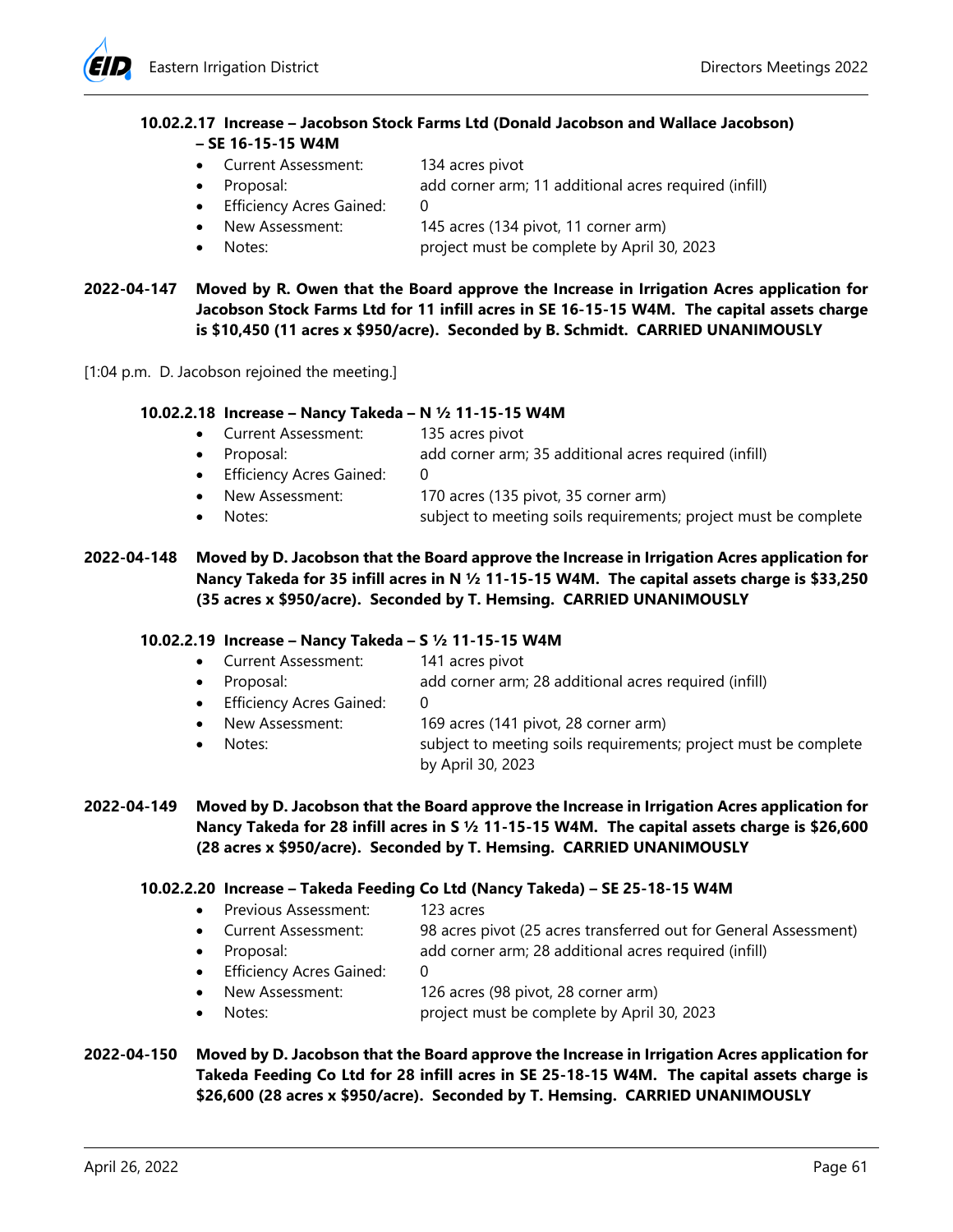#### 10.02.2.17 Increase – Jacobson Stock Farms Ltd (Donald Jacobson and Wallace Jacobson) – SE 16-15-15 W4M

- Current Assessment: 134 acres pivot
- Proposal: add corner arm; 11 additional acres required (infill)
- Efficiency Acres Gained: 0
- New Assessment: 145 acres (134 pivot, 11 corner arm)
- Notes: project must be complete by April 30, 2023

**2022-04-147 Moved by R. Owen that the Board approve the Increase in Irrigation Acres application for Jacobson Stock Farms Ltd for 11 infill acres in SE 16-15-15 W4M. The capital assets charge is $10,450 (11 acres x $950/acre). Seconded by B. Schmidt. CARRIED UNANIMOUSLY**

[1:04 p.m. D. Jacobson rejoined the meeting.]

#### 10.02.2.18 Increase – Nancy Takeda – N ½ 11-15-15 W4M

- Current Assessment: 135 acres pivot
- Proposal: add corner arm; 35 additional acres required (infill)
- Efficiency Acres Gained: 0
- New Assessment: 170 acres (135 pivot, 35 corner arm)
- Notes: subject to meeting soils requirements; project must be complete

**2022-04-148 Moved by D. Jacobson that the Board approve the Increase in Irrigation Acres application for Nancy Takeda for 35 infill acres in N ½ 11-15-15 W4M. The capital assets charge is $33,250 (35 acres x $950/acre). Seconded by T. Hemsing. CARRIED UNANIMOUSLY**

#### 10.02.2.19 Increase – Nancy Takeda – S ½ 11-15-15 W4M

- Current Assessment: 141 acres pivot
- Proposal: add corner arm; 28 additional acres required (infill)
- Efficiency Acres Gained: 0
- New Assessment: 169 acres (141 pivot, 28 corner arm)
- Notes: subject to meeting soils requirements; project must be complete by April 30, 2023

**2022-04-149 Moved by D. Jacobson that the Board approve the Increase in Irrigation Acres application for Nancy Takeda for 28 infill acres in S ½ 11-15-15 W4M. The capital assets charge is $26,600 (28 acres x $950/acre). Seconded by T. Hemsing. CARRIED UNANIMOUSLY**

#### 10.02.2.20 Increase – Takeda Feeding Co Ltd (Nancy Takeda) – SE 25-18-15 W4M

- Previous Assessment: 123 acres
- Current Assessment: 98 acres pivot (25 acres transferred out for General Assessment)
- Proposal: add corner arm; 28 additional acres required (infill)
- Efficiency Acres Gained: 0
- New Assessment: 126 acres (98 pivot, 28 corner arm)
- Notes: project must be complete by April 30, 2023

**2022-04-150 Moved by D. Jacobson that the Board approve the Increase in Irrigation Acres application for Takeda Feeding Co Ltd for 28 infill acres in SE 25-18-15 W4M. The capital assets charge is $26,600 (28 acres x $950/acre). Seconded by T. Hemsing. CARRIED UNANIMOUSLY**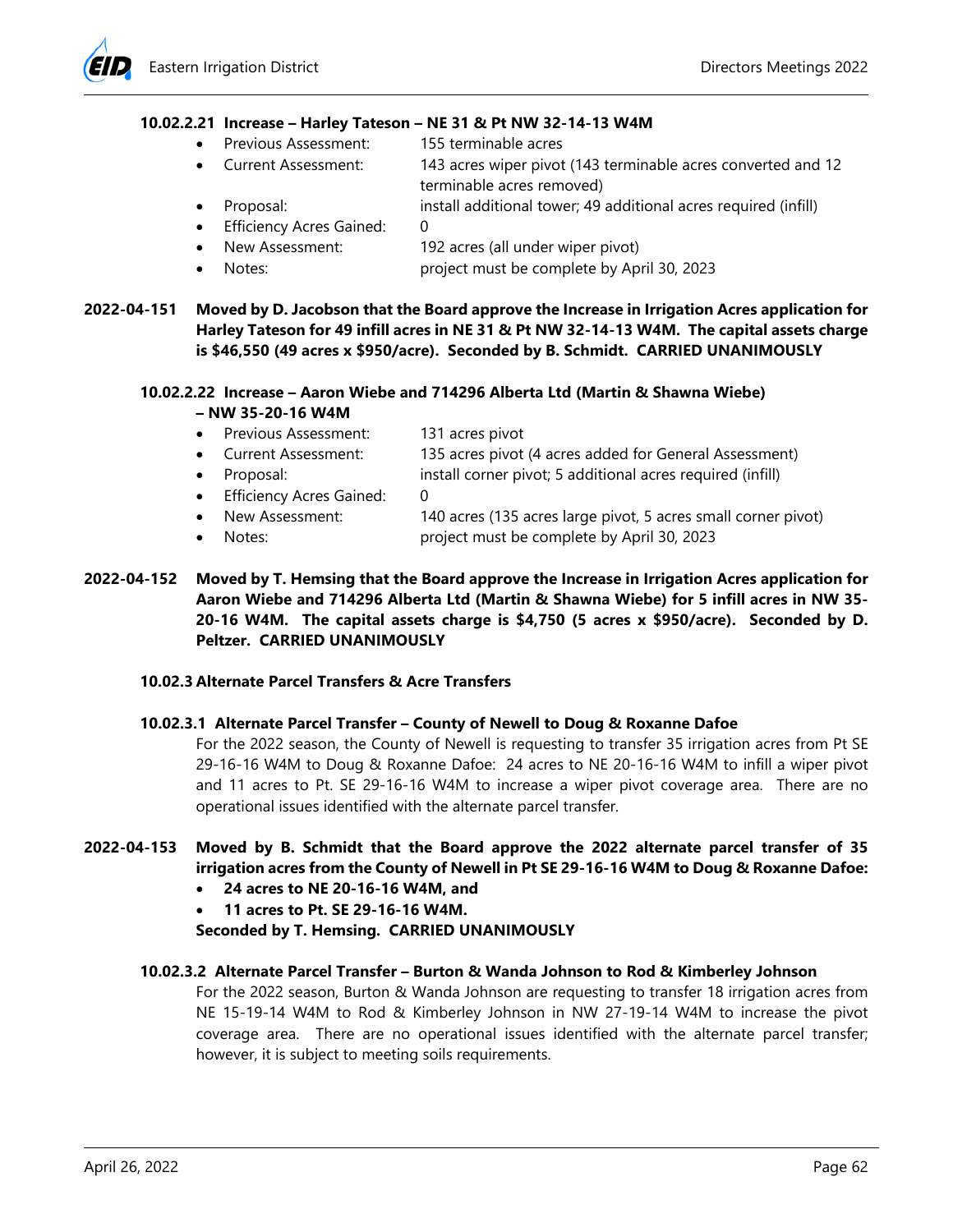#### 10.02.2.21 Increase – Harley Tateson – NE 31 & Pt NW 32-14-13 W4M

- Previous Assessment: 155 terminable acres
- Current Assessment: 143 acres wiper pivot (143 terminable acres converted and 12 terminable acres removed)
- Proposal: install additional tower; 49 additional acres required (infill)
- Efficiency Acres Gained: 0
- New Assessment: 192 acres (all under wiper pivot)
- Notes: project must be complete by April 30, 2023

**2022-04-151 Moved by D. Jacobson that the Board approve the Increase in Irrigation Acres application for Harley Tateson for 49 infill acres in NE 31 & Pt NW 32-14-13 W4M. The capital assets charge is $46,550 (49 acres x $950/acre). Seconded by B. Schmidt. CARRIED UNANIMOUSLY**

#### 10.02.2.22 Increase – Aaron Wiebe and 714296 Alberta Ltd (Martin & Shawna Wiebe) – NW 35-20-16 W4M

- Previous Assessment: 131 acres pivot
- Current Assessment: 135 acres pivot (4 acres added for General Assessment)
- Proposal: install corner pivot; 5 additional acres required (infill)
- Efficiency Acres Gained: 0
- New Assessment: 140 acres (135 acres large pivot, 5 acres small corner pivot)
- Notes: project must be complete by April 30, 2023

**2022-04-152 Moved by T. Hemsing that the Board approve the Increase in Irrigation Acres application for Aaron Wiebe and 714296 Alberta Ltd (Martin & Shawna Wiebe) for 5 infill acres in NW 35-20-16 W4M. The capital assets charge is $4,750 (5 acres x $950/acre). Seconded by D. Peltzer. CARRIED UNANIMOUSLY**

### 10.02.3 Alternate Parcel Transfers & Acre Transfers

#### 10.02.3.1 Alternate Parcel Transfer – County of Newell to Doug & Roxanne Dafoe

For the 2022 season, the County of Newell is requesting to transfer 35 irrigation acres from Pt SE 29-16-16 W4M to Doug & Roxanne Dafoe: 24 acres to NE 20-16-16 W4M to infill a wiper pivot and 11 acres to Pt. SE 29-16-16 W4M to increase a wiper pivot coverage area. There are no operational issues identified with the alternate parcel transfer.

**2022-04-153 Moved by B. Schmidt that the Board approve the 2022 alternate parcel transfer of 35 irrigation acres from the County of Newell in Pt SE 29-16-16 W4M to Doug & Roxanne Dafoe:**

- **24 acres to NE 20-16-16 W4M, and**
- **11 acres to Pt. SE 29-16-16 W4M.**

**Seconded by T. Hemsing. CARRIED UNANIMOUSLY**

#### 10.02.3.2 Alternate Parcel Transfer – Burton & Wanda Johnson to Rod & Kimberley Johnson

For the 2022 season, Burton & Wanda Johnson are requesting to transfer 18 irrigation acres from NE 15-19-14 W4M to Rod & Kimberley Johnson in NW 27-19-14 W4M to increase the pivot coverage area. There are no operational issues identified with the alternate parcel transfer; however, it is subject to meeting soils requirements.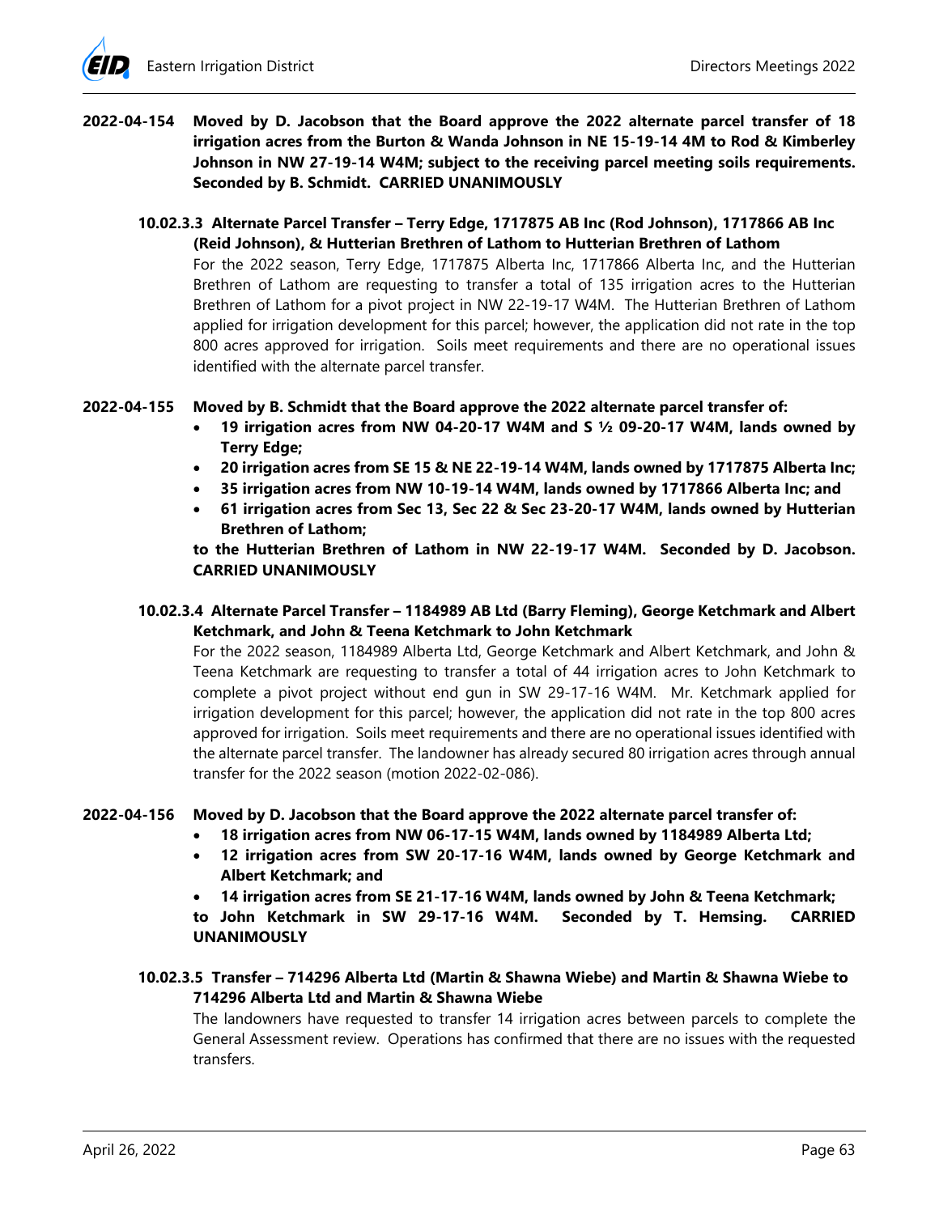**2022-04-154 Moved by D. Jacobson that the Board approve the 2022 alternate parcel transfer of 18 irrigation acres from the Burton & Wanda Johnson in NE 15-19-14 4M to Rod & Kimberley Johnson in NW 27-19-14 W4M; subject to the receiving parcel meeting soils requirements. Seconded by B. Schmidt. CARRIED UNANIMOUSLY**

**10.02.3.3 Alternate Parcel Transfer – Terry Edge, 1717875 AB Inc (Rod Johnson), 1717866 AB Inc (Reid Johnson), & Hutterian Brethren of Lathom to Hutterian Brethren of Lathom**

For the 2022 season, Terry Edge, 1717875 Alberta Inc, 1717866 Alberta Inc, and the Hutterian Brethren of Lathom are requesting to transfer a total of 135 irrigation acres to the Hutterian Brethren of Lathom for a pivot project in NW 22-19-17 W4M. The Hutterian Brethren of Lathom applied for irrigation development for this parcel; however, the application did not rate in the top 800 acres approved for irrigation. Soils meet requirements and there are no operational issues identified with the alternate parcel transfer.

**2022-04-155 Moved by B. Schmidt that the Board approve the 2022 alternate parcel transfer of:**

- **19 irrigation acres from NW 04-20-17 W4M and S ½ 09-20-17 W4M, lands owned by Terry Edge;**
- **20 irrigation acres from SE 15 & NE 22-19-14 W4M, lands owned by 1717875 Alberta Inc;**
- **35 irrigation acres from NW 10-19-14 W4M, lands owned by 1717866 Alberta Inc; and**
- **61 irrigation acres from Sec 13, Sec 22 & Sec 23-20-17 W4M, lands owned by Hutterian Brethren of Lathom;**

**to the Hutterian Brethren of Lathom in NW 22-19-17 W4M. Seconded by D. Jacobson. CARRIED UNANIMOUSLY**

**10.02.3.4 Alternate Parcel Transfer – 1184989 AB Ltd (Barry Fleming), George Ketchmark and Albert Ketchmark, and John & Teena Ketchmark to John Ketchmark**

For the 2022 season, 1184989 Alberta Ltd, George Ketchmark and Albert Ketchmark, and John & Teena Ketchmark are requesting to transfer a total of 44 irrigation acres to John Ketchmark to complete a pivot project without end gun in SW 29-17-16 W4M. Mr. Ketchmark applied for irrigation development for this parcel; however, the application did not rate in the top 800 acres approved for irrigation. Soils meet requirements and there are no operational issues identified with the alternate parcel transfer. The landowner has already secured 80 irrigation acres through annual transfer for the 2022 season (motion 2022-02-086).

**2022-04-156 Moved by D. Jacobson that the Board approve the 2022 alternate parcel transfer of:**

- **18 irrigation acres from NW 06-17-15 W4M, lands owned by 1184989 Alberta Ltd;**
- **12 irrigation acres from SW 20-17-16 W4M, lands owned by George Ketchmark and Albert Ketchmark; and**
- **14 irrigation acres from SE 21-17-16 W4M, lands owned by John & Teena Ketchmark;**

**to John Ketchmark in SW 29-17-16 W4M. Seconded by T. Hemsing. CARRIED UNANIMOUSLY**

**10.02.3.5 Transfer – 714296 Alberta Ltd (Martin & Shawna Wiebe) and Martin & Shawna Wiebe to 714296 Alberta Ltd and Martin & Shawna Wiebe**

The landowners have requested to transfer 14 irrigation acres between parcels to complete the General Assessment review. Operations has confirmed that there are no issues with the requested transfers.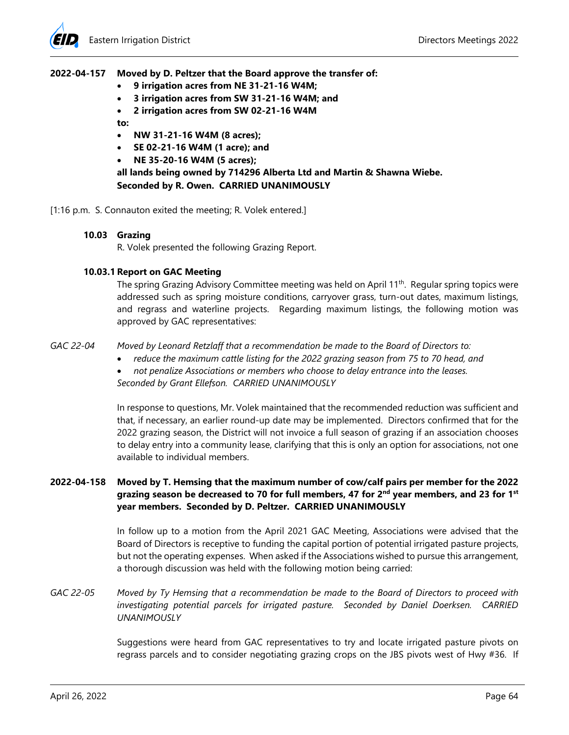**2022-04-157 Moved by D. Peltzer that the Board approve the transfer of:**

- **9 irrigation acres from NE 31-21-16 W4M;**
- **3 irrigation acres from SW 31-21-16 W4M; and**
- **2 irrigation acres from SW 02-21-16 W4M**

**to:**

- **NW 31-21-16 W4M (8 acres);**
- **SE 02-21-16 W4M (1 acre); and**
- **NE 35-20-16 W4M (5 acres);**

**all lands being owned by 714296 Alberta Ltd and Martin & Shawna Wiebe. Seconded by R. Owen. CARRIED UNANIMOUSLY**

[1:16 p.m. S. Connauton exited the meeting; R. Volek entered.]

### 10.03 Grazing

R. Volek presented the following Grazing Report.

### 10.03.1 Report on GAC Meeting

The spring Grazing Advisory Committee meeting was held on April 11th. Regular spring topics were addressed such as spring moisture conditions, carryover grass, turn-out dates, maximum listings, and regrass and waterline projects. Regarding maximum listings, the following motion was approved by GAC representatives:

*GAC 22-04 Moved by Leonard Retzlaff that a recommendation be made to the Board of Directors to:*

- *reduce the maximum cattle listing for the 2022 grazing season from 75 to 70 head, and*
- *not penalize Associations or members who choose to delay entrance into the leases.*

*Seconded by Grant Ellefson. CARRIED UNANIMOUSLY*

In response to questions, Mr. Volek maintained that the recommended reduction was sufficient and that, if necessary, an earlier round-up date may be implemented. Directors confirmed that for the 2022 grazing season, the District will not invoice a full season of grazing if an association chooses to delay entry into a community lease, clarifying that this is only an option for associations, not one available to individual members.

**2022-04-158 Moved by T. Hemsing that the maximum number of cow/calf pairs per member for the 2022 grazing season be decreased to 70 for full members, 47 for 2nd year members, and 23 for 1st year members. Seconded by D. Peltzer. CARRIED UNANIMOUSLY**

In follow up to a motion from the April 2021 GAC Meeting, Associations were advised that the Board of Directors is receptive to funding the capital portion of potential irrigated pasture projects, but not the operating expenses. When asked if the Associations wished to pursue this arrangement, a thorough discussion was held with the following motion being carried:

*GAC 22-05 Moved by Ty Hemsing that a recommendation be made to the Board of Directors to proceed with investigating potential parcels for irrigated pasture. Seconded by Daniel Doerksen. CARRIED UNANIMOUSLY*

Suggestions were heard from GAC representatives to try and locate irrigated pasture pivots on regrass parcels and to consider negotiating grazing crops on the JBS pivots west of Hwy #36. If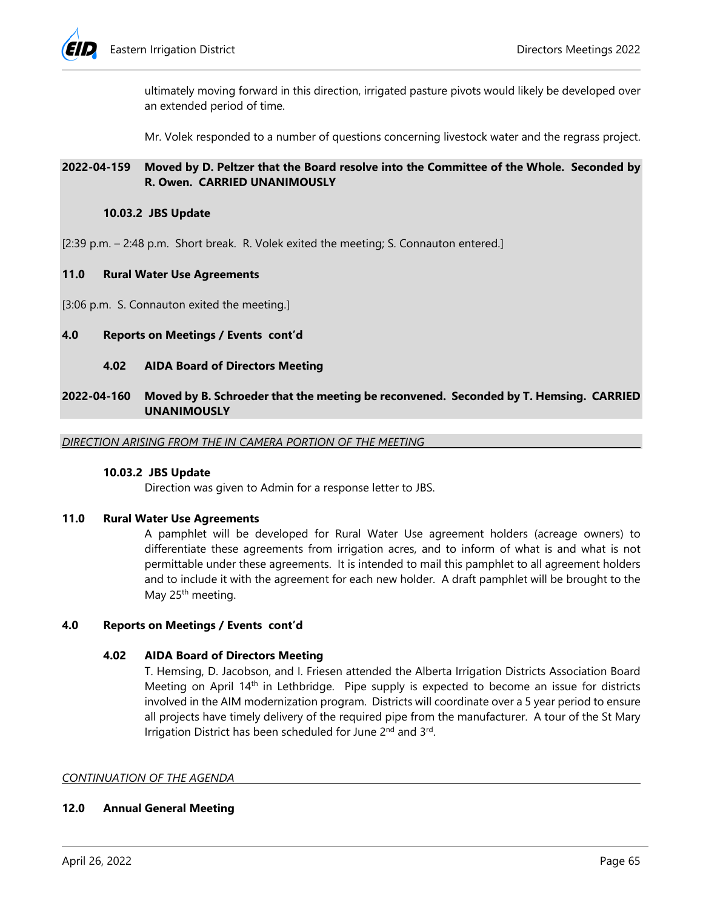ultimately moving forward in this direction, irrigated pasture pivots would likely be developed over an extended period of time.

Mr. Volek responded to a number of questions concerning livestock water and the regrass project.

**2022-04-159 Moved by D. Peltzer that the Board resolve into the Committee of the Whole. Seconded by R. Owen. CARRIED UNANIMOUSLY**

**10.03.2 JBS Update**

[2:39 p.m. – 2:48 p.m. Short break. R. Volek exited the meeting; S. Connauton entered.]

**11.0 Rural Water Use Agreements**

[3:06 p.m. S. Connauton exited the meeting.]

**4.0 Reports on Meetings / Events cont'd**

**4.02 AIDA Board of Directors Meeting**

**2022-04-160 Moved by B. Schroeder that the meeting be reconvened. Seconded by T. Hemsing. CARRIED UNANIMOUSLY**

*DIRECTION ARISING FROM THE IN CAMERA PORTION OF THE MEETING*

**10.03.2 JBS Update**

Direction was given to Admin for a response letter to JBS.

**11.0 Rural Water Use Agreements**

A pamphlet will be developed for Rural Water Use agreement holders (acreage owners) to differentiate these agreements from irrigation acres, and to inform of what is and what is not permittable under these agreements. It is intended to mail this pamphlet to all agreement holders and to include it with the agreement for each new holder. A draft pamphlet will be brought to the May 25th meeting.

**4.0 Reports on Meetings / Events cont'd**

**4.02 AIDA Board of Directors Meeting**

T. Hemsing, D. Jacobson, and I. Friesen attended the Alberta Irrigation Districts Association Board Meeting on April 14th in Lethbridge. Pipe supply is expected to become an issue for districts involved in the AIM modernization program. Districts will coordinate over a 5 year period to ensure all projects have timely delivery of the required pipe from the manufacturer. A tour of the St Mary Irrigation District has been scheduled for June 2nd and 3rd.

*CONTINUATION OF THE AGENDA*

**12.0 Annual General Meeting**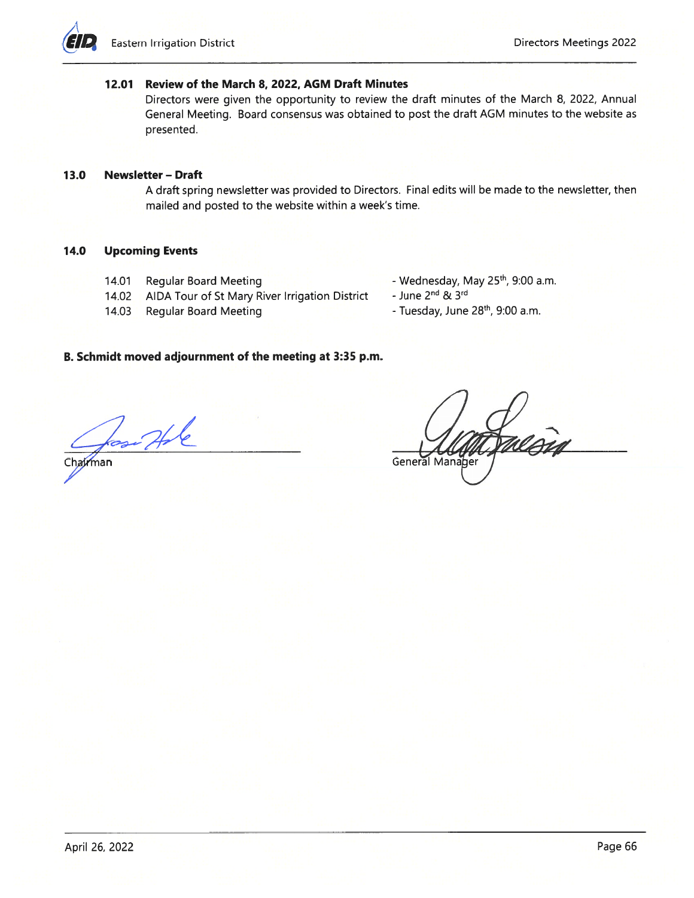### 12.01 Review of the March 8, 2022, AGM Draft Minutes

Directors were given the opportunity to review the draft minutes of the March 8, 2022, Annual General Meeting. Board consensus was obtained to post the draft AGM minutes to the website as presented.

## 13.0 Newsletter – Draft

A draft spring newsletter was provided to Directors. Final edits will be made to the newsletter, then mailed and posted to the website within a week's time.

## 14.0 Upcoming Events

| | | |
|---|---|---|
| 14.01 | Regular Board Meeting | - Wednesday, May 25th, 9:00 a.m. |
| 14.02 | AIDA Tour of St Mary River Irrigation District | - June 2nd & 3rd |
| 14.03 | Regular Board Meeting | - Tuesday, June 28th, 9:00 a.m. |

**B. Schmidt moved adjournment of the meeting at 3:35 p.m.**

Chairman

General Manager